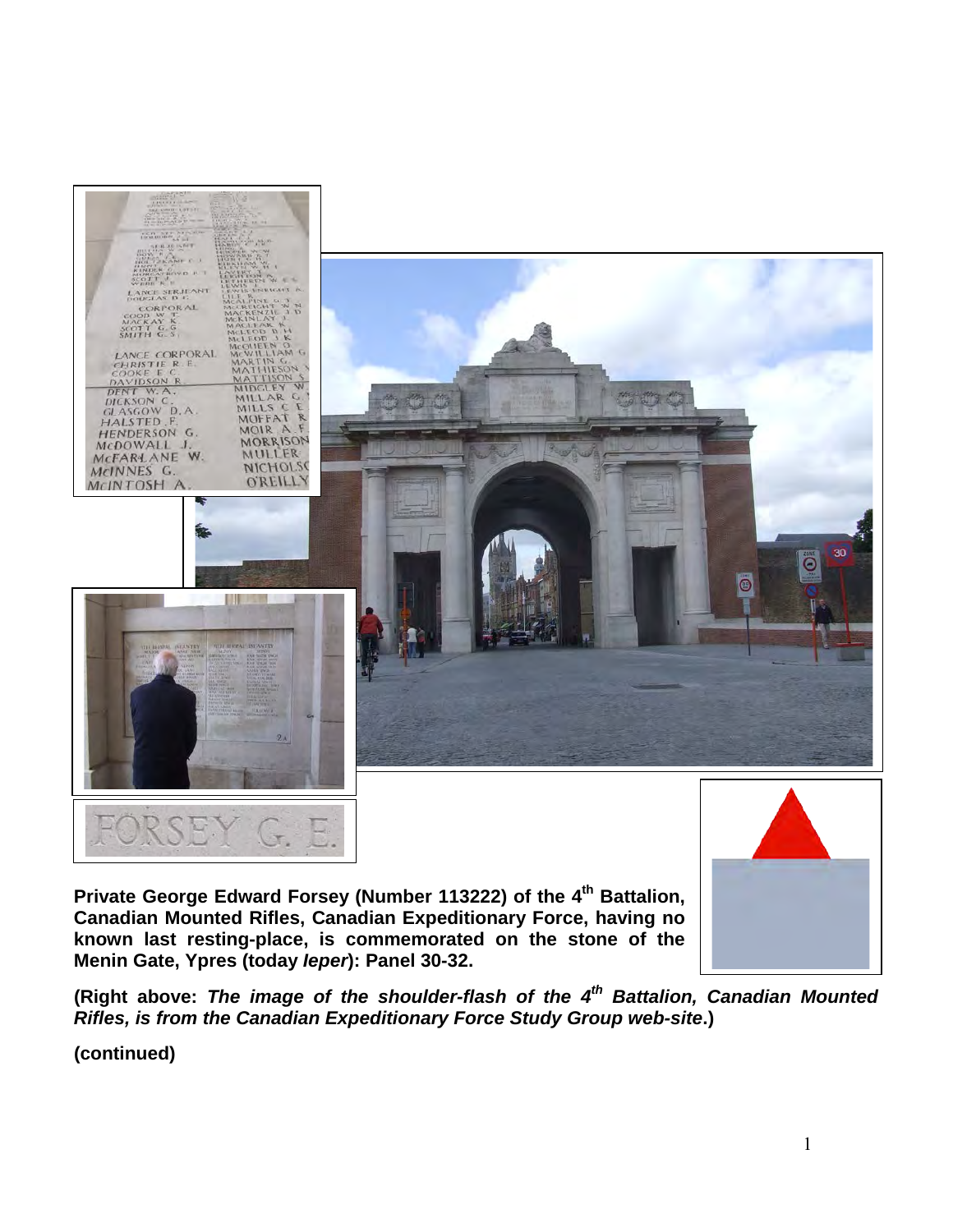**Private George Edward Forsey (Number 113222) of the 4th Battalion, Canadian Mounted Rifles, Canadian Expeditionary Force, having no known last resting-place, is commemorated on the stone of the Menin Gate, Ypres (today *Ieper*): Panel 30-32.**

**(Right above: *The image of the shoulder-flash of the 4th Battalion, Canadian Mounted Rifles, is from the Canadian Expeditionary Force Study Group web-site*.)**

**(continued)**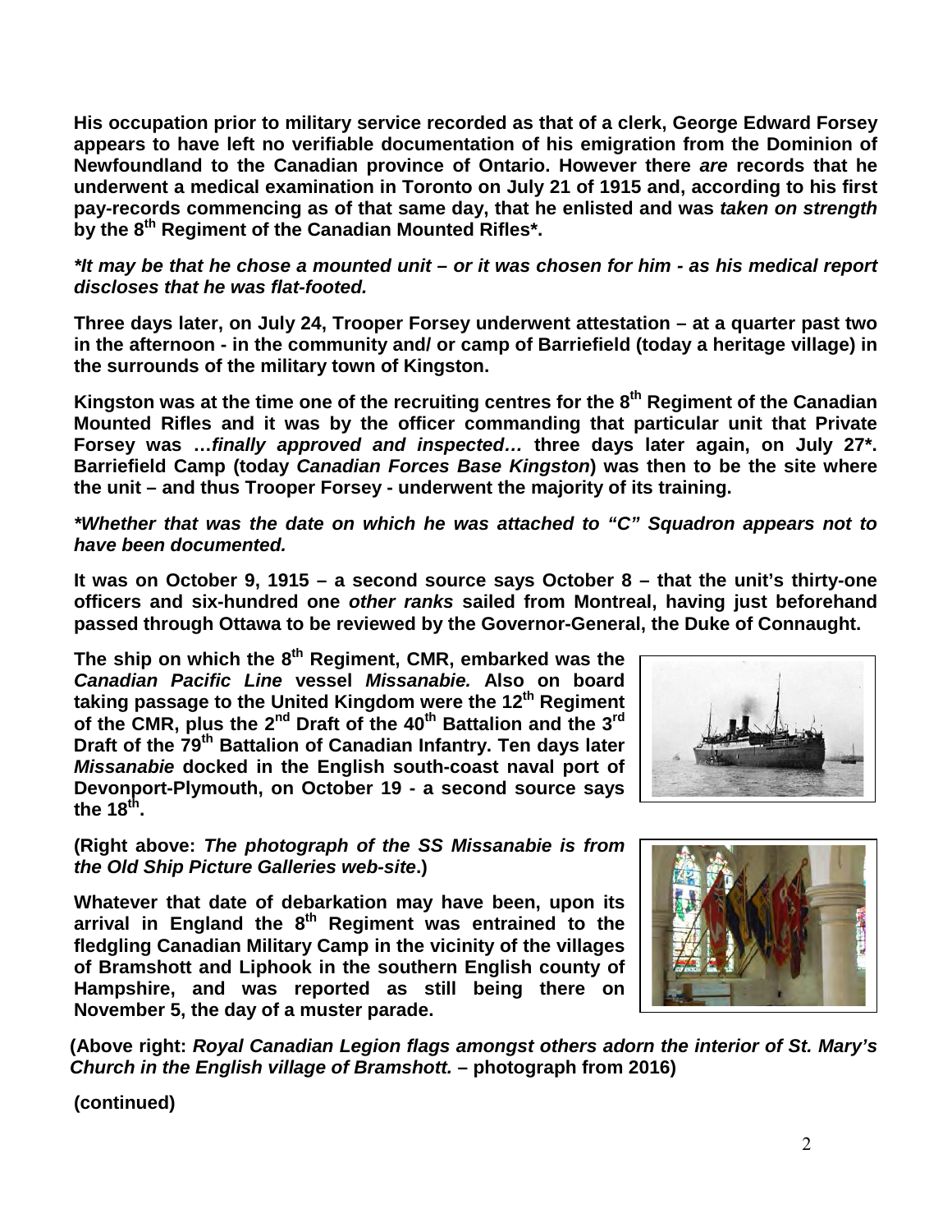**His occupation prior to military service recorded as that of a clerk, George Edward Forsey appears to have left no verifiable documentation of his emigration from the Dominion of Newfoundland to the Canadian province of Ontario. However there *are* records that he underwent a medical examination in Toronto on July 21 of 1915 and, according to his first pay-records commencing as of that same day, that he enlisted and was *taken on strength* by the 8th Regiment of the Canadian Mounted Rifles*.**

***It may be that he chose a mounted unit – or it was chosen for him - as his medical report discloses that he was flat-footed.***

**Three days later, on July 24, Trooper Forsey underwent attestation – at a quarter past two in the afternoon - in the community and/ or camp of Barriefield (today a heritage village) in the surrounds of the military town of Kingston.**

**Kingston was at the time one of the recruiting centres for the 8th Regiment of the Canadian Mounted Rifles and it was by the officer commanding that particular unit that Private Forsey was …*finally approved and inspected…* three days later again, on July 27*. Barriefield Camp (today *Canadian Forces Base Kingston*) was then to be the site where the unit – and thus Trooper Forsey - underwent the majority of its training.**

***Whether that was the date on which he was attached to "C" Squadron appears not to have been documented.***

**It was on October 9, 1915 – a second source says October 8 – that the unit's thirty-one officers and six-hundred one *other ranks* sailed from Montreal, having just beforehand passed through Ottawa to be reviewed by the Governor-General, the Duke of Connaught.**

**The ship on which the 8th Regiment, CMR, embarked was the *Canadian Pacific Line* vessel *Missanabie.* Also on board taking passage to the United Kingdom were the 12th Regiment of the CMR, plus the 2nd Draft of the 40th Battalion and the 3rd Draft of the 79th Battalion of Canadian Infantry. Ten days later *Missanabie* docked in the English south-coast naval port of Devonport-Plymouth, on October 19 - a second source says the 18th.**

**(Right above: *The photograph of the SS Missanabie is from the Old Ship Picture Galleries web-site*.)**

**Whatever that date of debarkation may have been, upon its arrival in England the 8th Regiment was entrained to the fledgling Canadian Military Camp in the vicinity of the villages of Bramshott and Liphook in the southern English county of Hampshire, and was reported as still being there on November 5, the day of a muster parade.**

**(Above right: *Royal Canadian Legion flags amongst others adorn the interior of St. Mary's Church in the English village of Bramshott.* – photograph from 2016)**

**(continued)**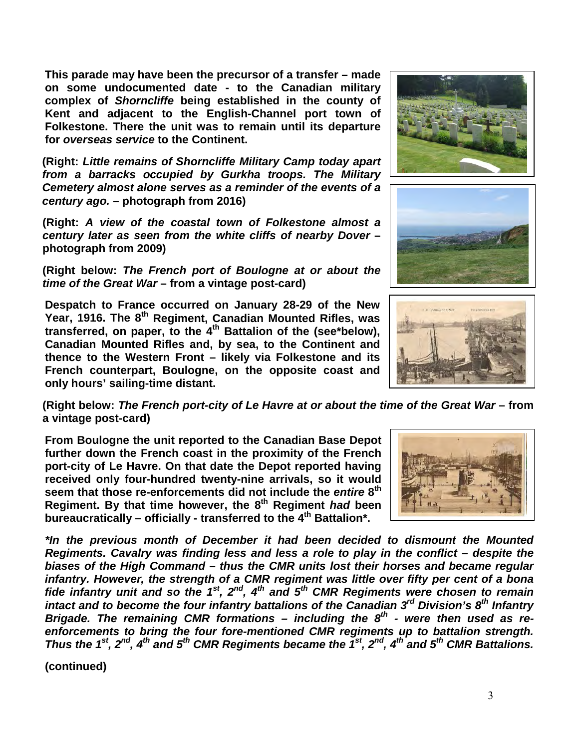**This parade may have been the precursor of a transfer – made on some undocumented date - to the Canadian military complex of *Shorncliffe* being established in the county of Kent and adjacent to the English-Channel port town of Folkestone. There the unit was to remain until its departure for *overseas service* to the Continent.**

**(Right: *Little remains of Shorncliffe Military Camp today apart from a barracks occupied by Gurkha troops. The Military Cemetery almost alone serves as a reminder of the events of a century ago.* – photograph from 2016)**

**(Right: *A view of the coastal town of Folkestone almost a century later as seen from the white cliffs of nearby Dover* – photograph from 2009)**

**(Right below: *The French port of Boulogne at or about the time of the Great War* – from a vintage post-card)**

**Despatch to France occurred on January 28-29 of the New Year, 1916. The 8th Regiment, Canadian Mounted Rifles, was transferred, on paper, to the 4th Battalion of the (see\*below), Canadian Mounted Rifles and, by sea, to the Continent and thence to the Western Front – likely via Folkestone and its French counterpart, Boulogne, on the opposite coast and only hours' sailing-time distant.**

**(Right below: *The French port-city of Le Havre at or about the time of the Great War* – from a vintage post-card)**

**From Boulogne the unit reported to the Canadian Base Depot further down the French coast in the proximity of the French port-city of Le Havre. On that date the Depot reported having received only four-hundred twenty-nine arrivals, so it would seem that those re-enforcements did not include the *entire* 8th Regiment. By that time however, the 8th Regiment *had* been bureaucratically – officially - transferred to the 4th Battalion\*.**

***\*In the previous month of December it had been decided to dismount the Mounted Regiments. Cavalry was finding less and less a role to play in the conflict – despite the biases of the High Command – thus the CMR units lost their horses and became regular infantry. However, the strength of a CMR regiment was little over fifty per cent of a bona fide infantry unit and so the 1st, 2nd, 4th and 5th CMR Regiments were chosen to remain intact and to become the four infantry battalions of the Canadian 3rd Division's 8th Infantry Brigade. The remaining CMR formations – including the 8th - were then used as re-enforcements to bring the four fore-mentioned CMR regiments up to battalion strength. Thus the 1st, 2nd, 4th and 5th CMR Regiments became the 1st, 2nd, 4th and 5th CMR Battalions.***

**(continued)**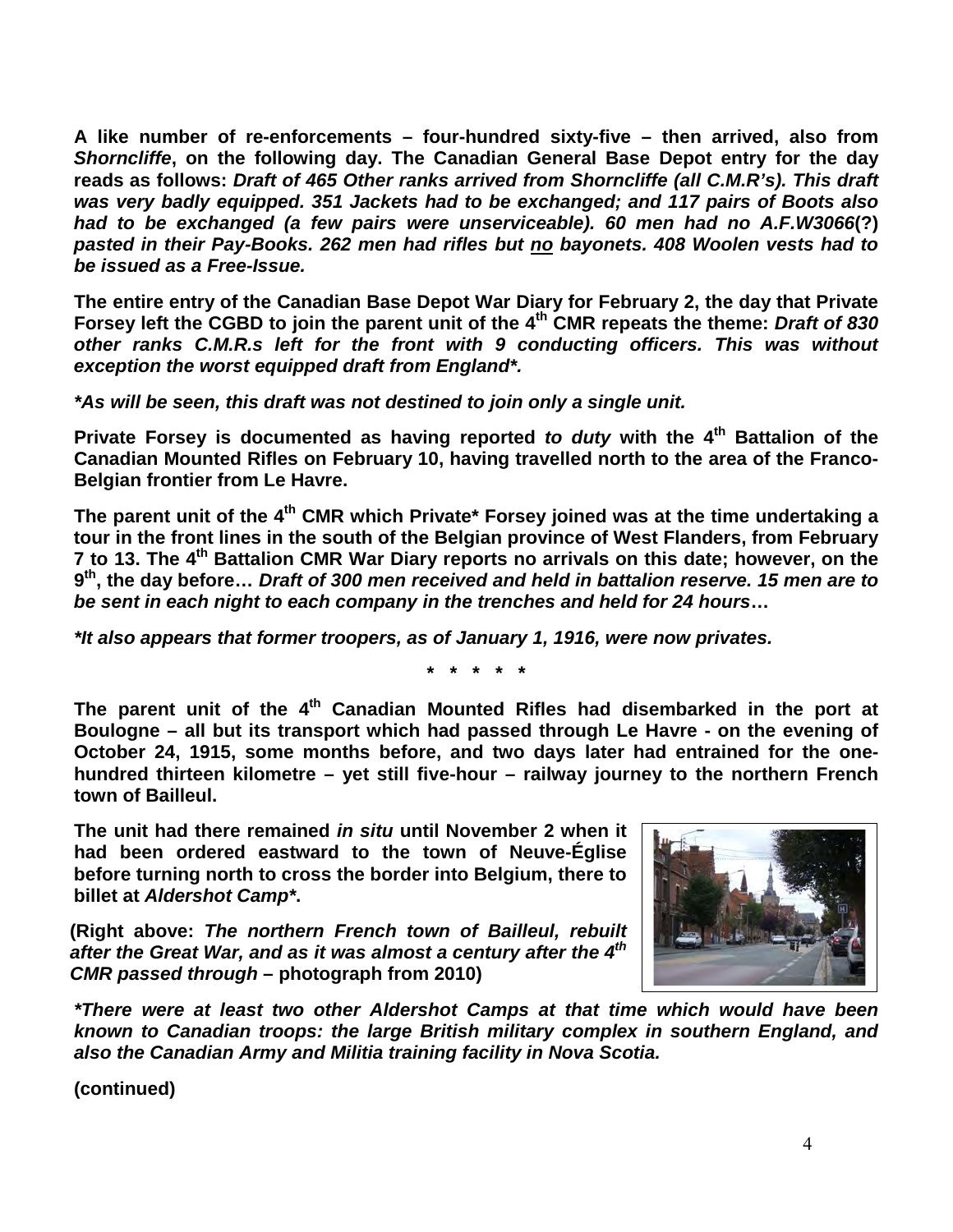**A like number of re-enforcements – four-hundred sixty-five – then arrived, also from *Shorncliffe*, on the following day. The Canadian General Base Depot entry for the day reads as follows: *Draft of 465 Other ranks arrived from Shorncliffe (all C.M.R's). This draft was very badly equipped. 351 Jackets had to be exchanged; and 117 pairs of Boots also had to be exchanged (a few pairs were unserviceable). 60 men had no A.F.W3066*(?) *pasted in their Pay-Books. 262 men had rifles but no bayonets. 408 Woolen vests had to be issued as a Free-Issue.***

**The entire entry of the Canadian Base Depot War Diary for February 2, the day that Private Forsey left the CGBD to join the parent unit of the 4th CMR repeats the theme: *Draft of 830 other ranks C.M.R.s left for the front with 9 conducting officers. This was without exception the worst equipped draft from England*.***

***\*As will be seen, this draft was not destined to join only a single unit.***

**Private Forsey is documented as having reported *to duty* with the 4th Battalion of the Canadian Mounted Rifles on February 10, having travelled north to the area of the Franco-Belgian frontier from Le Havre.**

**The parent unit of the 4th CMR which Private\* Forsey joined was at the time undertaking a tour in the front lines in the south of the Belgian province of West Flanders, from February 7 to 13. The 4th Battalion CMR War Diary reports no arrivals on this date; however, on the 9th, the day before… *Draft of 300 men received and held in battalion reserve. 15 men are to be sent in each night to each company in the trenches and held for 24 hours*…**

***\*It also appears that former troopers, as of January 1, 1916, were now privates.***

**\* \* \* \* \***

**The parent unit of the 4th Canadian Mounted Rifles had disembarked in the port at Boulogne – all but its transport which had passed through Le Havre - on the evening of October 24, 1915, some months before, and two days later had entrained for the one-hundred thirteen kilometre – yet still five-hour – railway journey to the northern French town of Bailleul.**

**The unit had there remained *in situ* until November 2 when it had been ordered eastward to the town of Neuve-Église before turning north to cross the border into Belgium, there to billet at *Aldershot Camp\**.**

**(Right above: *The northern French town of Bailleul, rebuilt after the Great War, and as it was almost a century after the 4th CMR passed through* – photograph from 2010)**

***\*There were at least two other Aldershot Camps at that time which would have been known to Canadian troops: the large British military complex in southern England, and also the Canadian Army and Militia training facility in Nova Scotia.***

**(continued)**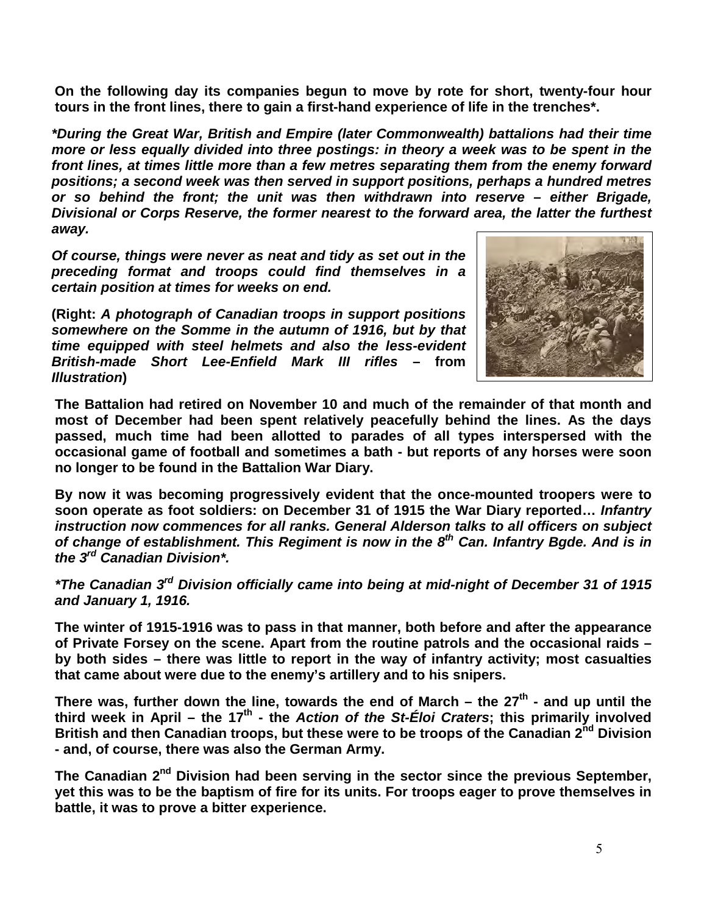**On the following day its companies begun to move by rote for short, twenty-four hour tours in the front lines, there to gain a first-hand experience of life in the trenches*.**

***During the Great War, British and Empire (later Commonwealth) battalions had their time more or less equally divided into three postings: in theory a week was to be spent in the front lines, at times little more than a few metres separating them from the enemy forward positions; a second week was then served in support positions, perhaps a hundred metres or so behind the front; the unit was then withdrawn into reserve – either Brigade, Divisional or Corps Reserve, the former nearest to the forward area, the latter the furthest away.***

***Of course, things were never as neat and tidy as set out in the preceding format and troops could find themselves in a certain position at times for weeks on end.***

**(Right:** ***A photograph of Canadian troops in support positions somewhere on the Somme in the autumn of 1916, but by that time equipped with steel helmets and also the less-evident British-made Short Lee-Enfield Mark III rifles*** **– from** ***Illustration*****)**

**The Battalion had retired on November 10 and much of the remainder of that month and most of December had been spent relatively peacefully behind the lines. As the days passed, much time had been allotted to parades of all types interspersed with the occasional game of football and sometimes a bath - but reports of any horses were soon no longer to be found in the Battalion War Diary.**

**By now it was becoming progressively evident that the once-mounted troopers were to soon operate as foot soldiers: on December 31 of 1915 the War Diary reported…** ***Infantry instruction now commences for all ranks. General Alderson talks to all officers on subject of change of establishment. This Regiment is now in the 8th Can. Infantry Bgde. And is in the 3rd Canadian Division*.***

***\*The Canadian 3rd Division officially came into being at mid-night of December 31 of 1915 and January 1, 1916.***

**The winter of 1915-1916 was to pass in that manner, both before and after the appearance of Private Forsey on the scene. Apart from the routine patrols and the occasional raids – by both sides – there was little to report in the way of infantry activity; most casualties that came about were due to the enemy's artillery and to his snipers.**

**There was, further down the line, towards the end of March – the 27th - and up until the third week in April – the 17th - the** ***Action of the St-Éloi Craters*****; this primarily involved British and then Canadian troops, but these were to be troops of the Canadian 2nd Division - and, of course, there was also the German Army.**

**The Canadian 2nd Division had been serving in the sector since the previous September, yet this was to be the baptism of fire for its units. For troops eager to prove themselves in battle, it was to prove a bitter experience.**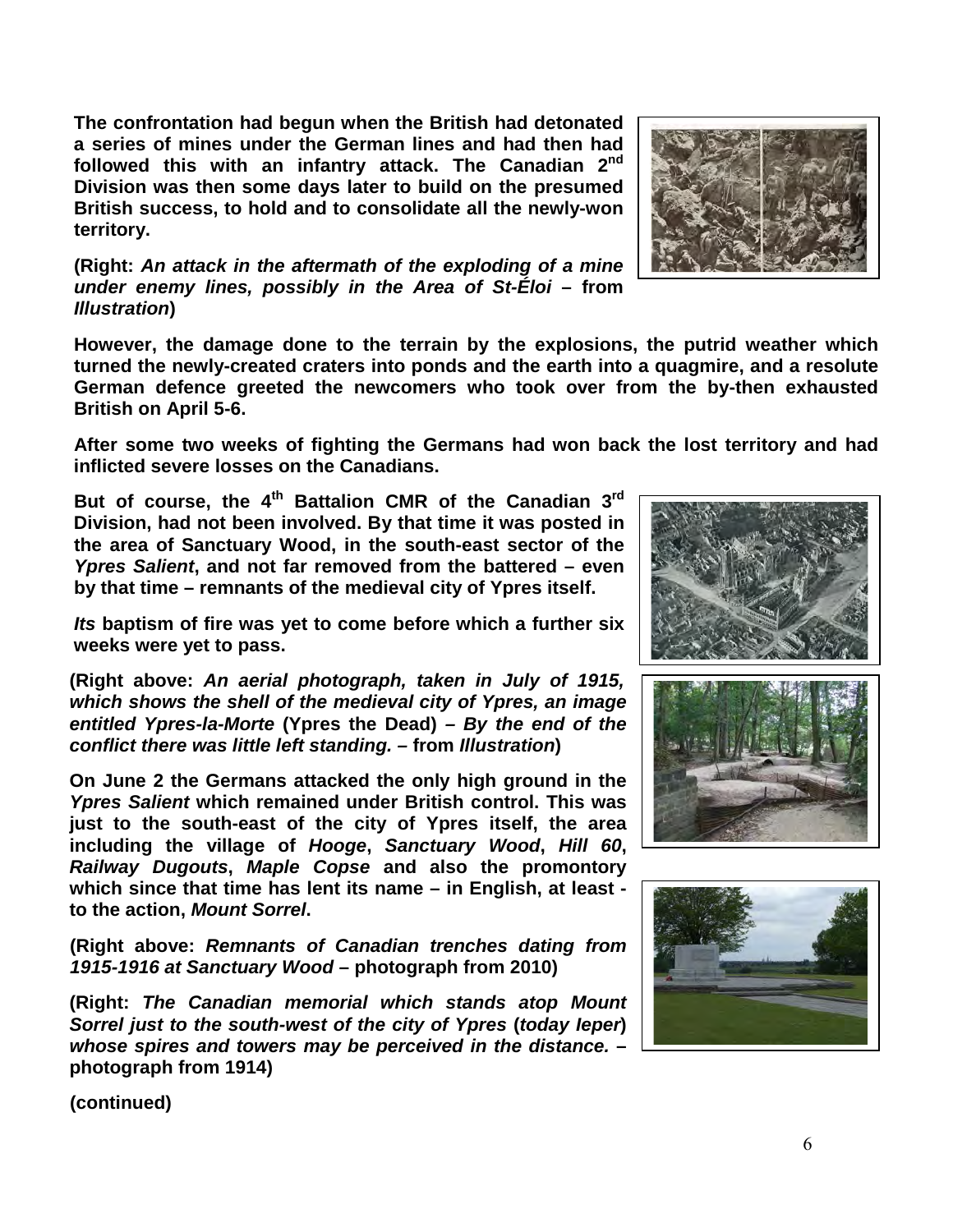**The confrontation had begun when the British had detonated a series of mines under the German lines and had then had followed this with an infantry attack. The Canadian 2nd Division was then some days later to build on the presumed British success, to hold and to consolidate all the newly-won territory.**

**(Right: *An attack in the aftermath of the exploding of a mine under enemy lines, possibly in the Area of St-Éloi* – from *Illustration*)**

**However, the damage done to the terrain by the explosions, the putrid weather which turned the newly-created craters into ponds and the earth into a quagmire, and a resolute German defence greeted the newcomers who took over from the by-then exhausted British on April 5-6.**

**After some two weeks of fighting the Germans had won back the lost territory and had inflicted severe losses on the Canadians.**

**But of course, the 4th Battalion CMR of the Canadian 3rd Division, had not been involved. By that time it was posted in the area of Sanctuary Wood, in the south-east sector of the *Ypres Salient*, and not far removed from the battered – even by that time – remnants of the medieval city of Ypres itself.**

***Its* baptism of fire was yet to come before which a further six weeks were yet to pass.**

**(Right above: *An aerial photograph, taken in July of 1915, which shows the shell of the medieval city of Ypres, an image entitled Ypres-la-Morte* (Ypres the Dead) – *By the end of the conflict there was little left standing.* – from *Illustration*)**

**On June 2 the Germans attacked the only high ground in the *Ypres Salient* which remained under British control. This was just to the south-east of the city of Ypres itself, the area including the village of *Hooge*, *Sanctuary Wood*, *Hill 60*, *Railway Dugouts*, *Maple Copse* and also the promontory which since that time has lent its name – in English, at least - to the action, *Mount Sorrel*.**

**(Right above: *Remnants of Canadian trenches dating from 1915-1916 at Sanctuary Wood* – photograph from 2010)**

**(Right: *The Canadian memorial which stands atop Mount Sorrel just to the south-west of the city of Ypres* (*today Ieper*) *whose spires and towers may be perceived in the distance.* – photograph from 1914)**

**(continued)**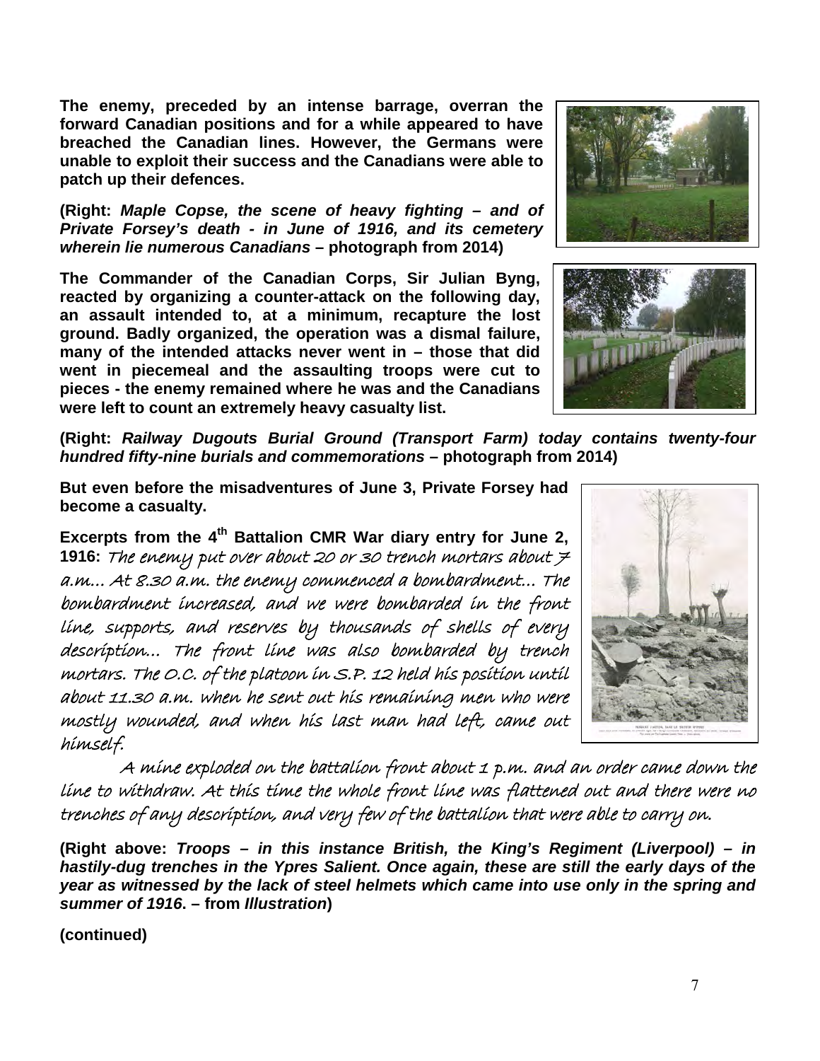**The enemy, preceded by an intense barrage, overran the forward Canadian positions and for a while appeared to have breached the Canadian lines. However, the Germans were unable to exploit their success and the Canadians were able to patch up their defences.**

**(Right: *Maple Copse, the scene of heavy fighting – and of Private Forsey's death - in June of 1916, and its cemetery wherein lie numerous Canadians* – photograph from 2014)**

**The Commander of the Canadian Corps, Sir Julian Byng, reacted by organizing a counter-attack on the following day, an assault intended to, at a minimum, recapture the lost ground. Badly organized, the operation was a dismal failure, many of the intended attacks never went in – those that did went in piecemeal and the assaulting troops were cut to pieces - the enemy remained where he was and the Canadians were left to count an extremely heavy casualty list.**

**(Right: *Railway Dugouts Burial Ground (Transport Farm) today contains twenty-four hundred fifty-nine burials and commemorations* – photograph from 2014)**

**But even before the misadventures of June 3, Private Forsey had become a casualty.**

**Excerpts from the 4th Battalion CMR War diary entry for June 2, 1916:** *The enemy put over about 20 or 30 trench mortars about 7 a.m... At 8.30 a.m. the enemy commenced a bombardment... The bombardment increased, and we were bombarded in the front line, supports, and reserves by thousands of shells of every description... The front line was also bombarded by trench mortars. The O.C. of the platoon in S.P. 12 held his position until about 11.30 a.m. when he sent out his remaining men who were mostly wounded, and when his last man had left, came out himself.*

*A mine exploded on the battalion front about 1 p.m. and an order came down the line to withdraw. At this time the whole front line was flattened out and there were no trenches of any description, and very few of the battalion that were able to carry on.*

**(Right above: *Troops – in this instance British, the King's Regiment (Liverpool) – in hastily-dug trenches in the Ypres Salient. Once again, these are still the early days of the year as witnessed by the lack of steel helmets which came into use only in the spring and summer of 1916*. – from *Illustration*)**

**(continued)**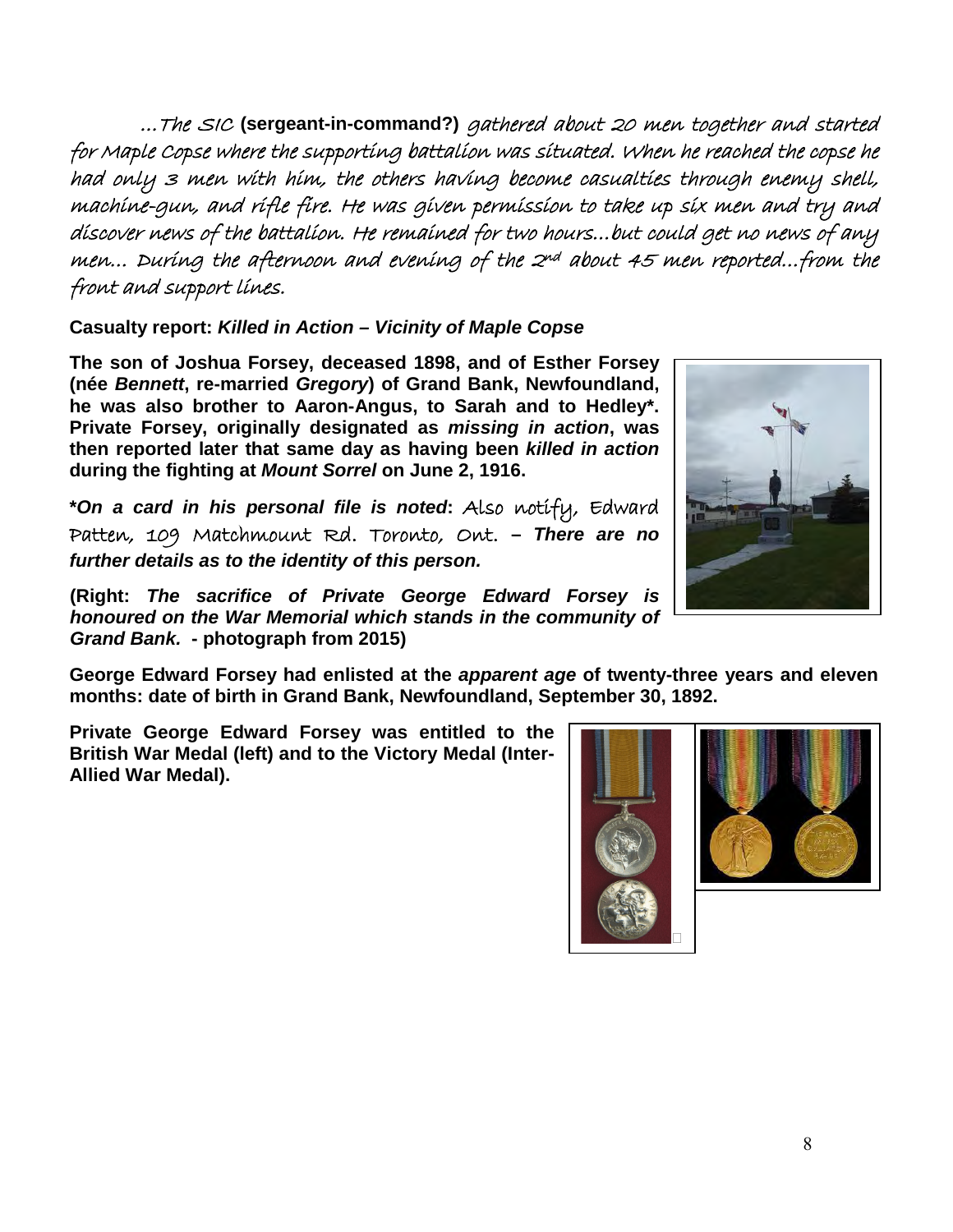*...The SIC* **(sergeant-in-command?)** *gathered about 20 men together and started for Maple Copse where the supporting battalion was situated. When he reached the copse he had only 3 men with him, the others having become casualties through enemy shell, machine-gun, and rifle fire. He was given permission to take up six men and try and discover news of the battalion. He remained for two hours...but could get no news of any men... During the afternoon and evening of the 2nd about 45 men reported...from the front and support lines.*

**Casualty report: *Killed in Action – Vicinity of Maple Copse***

**The son of Joshua Forsey, deceased 1898, and of Esther Forsey (née *Bennett*, re-married *Gregory*) of Grand Bank, Newfoundland, he was also brother to Aaron-Angus, to Sarah and to Hedley\*. Private Forsey, originally designated as *missing in action*, was then reported later that same day as having been *killed in action* during the fighting at *Mount Sorrel* on June 2, 1916.**

**\**On a card in his personal file is noted*:** Also notify, Edward Patten, 109 Matchmount Rd. Toronto, Ont. **– *There are no further details as to the identity of this person.***

**(Right: *The sacrifice of Private George Edward Forsey is honoured on the War Memorial which stands in the community of Grand Bank.* - photograph from 2015)**

**George Edward Forsey had enlisted at the *apparent age* of twenty-three years and eleven months: date of birth in Grand Bank, Newfoundland, September 30, 1892.**

**Private George Edward Forsey was entitled to the British War Medal (left) and to the Victory Medal (Inter-Allied War Medal).**